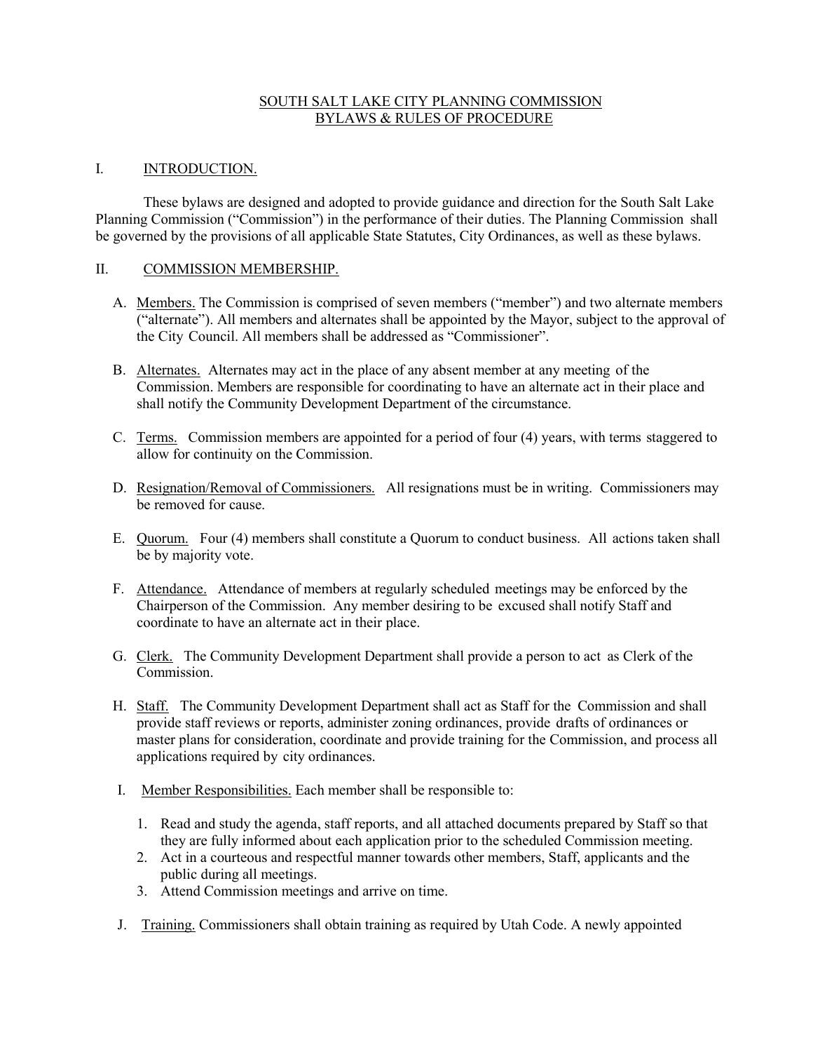# SOUTH SALT LAKE CITY PLANNING COMMISSION
# BYLAWS & RULES OF PROCEDURE

## I. INTRODUCTION.

These bylaws are designed and adopted to provide guidance and direction for the South Salt Lake Planning Commission ("Commission") in the performance of their duties. The Planning Commission shall be governed by the provisions of all applicable State Statutes, City Ordinances, as well as these bylaws.

## II. COMMISSION MEMBERSHIP.

A. Members. The Commission is comprised of seven members ("member") and two alternate members ("alternate"). All members and alternates shall be appointed by the Mayor, subject to the approval of the City Council. All members shall be addressed as "Commissioner".

B. Alternates. Alternates may act in the place of any absent member at any meeting of the Commission. Members are responsible for coordinating to have an alternate act in their place and shall notify the Community Development Department of the circumstance.

C. Terms. Commission members are appointed for a period of four (4) years, with terms staggered to allow for continuity on the Commission.

D. Resignation/Removal of Commissioners. All resignations must be in writing. Commissioners may be removed for cause.

E. Quorum. Four (4) members shall constitute a Quorum to conduct business. All actions taken shall be by majority vote.

F. Attendance. Attendance of members at regularly scheduled meetings may be enforced by the Chairperson of the Commission. Any member desiring to be excused shall notify Staff and coordinate to have an alternate act in their place.

G. Clerk. The Community Development Department shall provide a person to act as Clerk of the Commission.

H. Staff. The Community Development Department shall act as Staff for the Commission and shall provide staff reviews or reports, administer zoning ordinances, provide drafts of ordinances or master plans for consideration, coordinate and provide training for the Commission, and process all applications required by city ordinances.

I. Member Responsibilities. Each member shall be responsible to:

1. Read and study the agenda, staff reports, and all attached documents prepared by Staff so that they are fully informed about each application prior to the scheduled Commission meeting.
2. Act in a courteous and respectful manner towards other members, Staff, applicants and the public during all meetings.
3. Attend Commission meetings and arrive on time.

J. Training. Commissioners shall obtain training as required by Utah Code. A newly appointed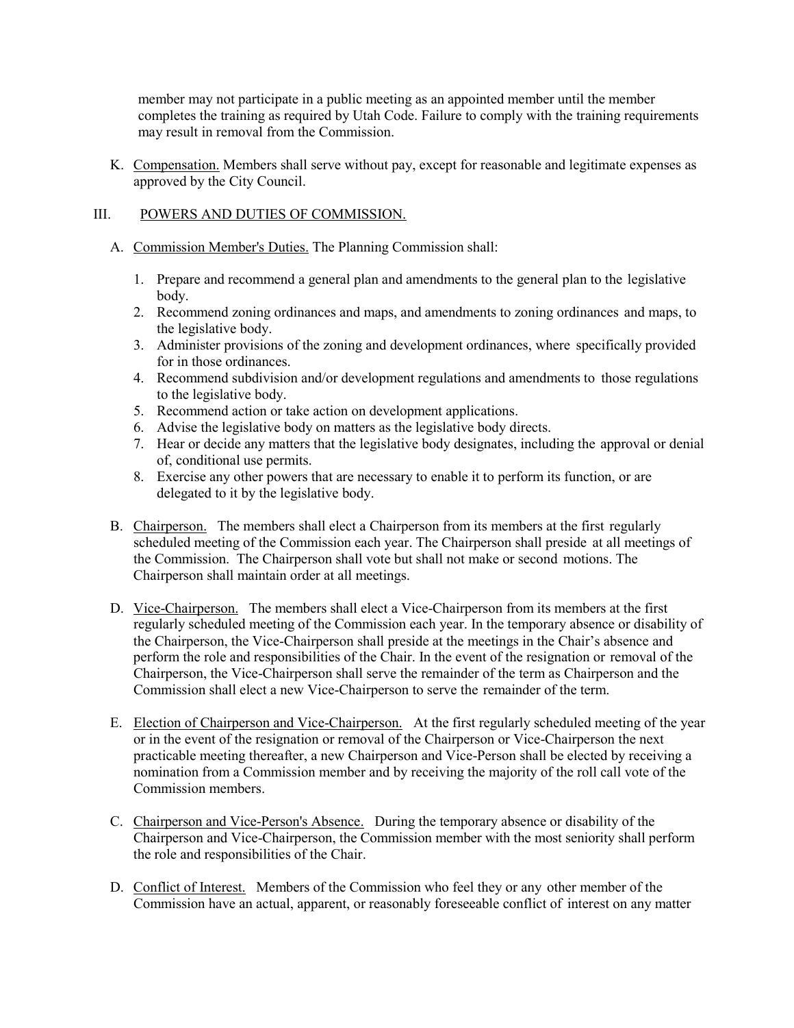member may not participate in a public meeting as an appointed member until the member completes the training as required by Utah Code. Failure to comply with the training requirements may result in removal from the Commission.

K. Compensation. Members shall serve without pay, except for reasonable and legitimate expenses as approved by the City Council.

## III. POWERS AND DUTIES OF COMMISSION.

A. Commission Member's Duties. The Planning Commission shall:

1. Prepare and recommend a general plan and amendments to the general plan to the legislative body.
2. Recommend zoning ordinances and maps, and amendments to zoning ordinances and maps, to the legislative body.
3. Administer provisions of the zoning and development ordinances, where specifically provided for in those ordinances.
4. Recommend subdivision and/or development regulations and amendments to those regulations to the legislative body.
5. Recommend action or take action on development applications.
6. Advise the legislative body on matters as the legislative body directs.
7. Hear or decide any matters that the legislative body designates, including the approval or denial of, conditional use permits.
8. Exercise any other powers that are necessary to enable it to perform its function, or are delegated to it by the legislative body.

B. Chairperson. The members shall elect a Chairperson from its members at the first regularly scheduled meeting of the Commission each year. The Chairperson shall preside at all meetings of the Commission. The Chairperson shall vote but shall not make or second motions. The Chairperson shall maintain order at all meetings.

D. Vice-Chairperson. The members shall elect a Vice-Chairperson from its members at the first regularly scheduled meeting of the Commission each year. In the temporary absence or disability of the Chairperson, the Vice-Chairperson shall preside at the meetings in the Chair's absence and perform the role and responsibilities of the Chair. In the event of the resignation or removal of the Chairperson, the Vice-Chairperson shall serve the remainder of the term as Chairperson and the Commission shall elect a new Vice-Chairperson to serve the remainder of the term.

E. Election of Chairperson and Vice-Chairperson. At the first regularly scheduled meeting of the year or in the event of the resignation or removal of the Chairperson or Vice-Chairperson the next practicable meeting thereafter, a new Chairperson and Vice-Person shall be elected by receiving a nomination from a Commission member and by receiving the majority of the roll call vote of the Commission members.

C. Chairperson and Vice-Person's Absence. During the temporary absence or disability of the Chairperson and Vice-Chairperson, the Commission member with the most seniority shall perform the role and responsibilities of the Chair.

D. Conflict of Interest. Members of the Commission who feel they or any other member of the Commission have an actual, apparent, or reasonably foreseeable conflict of interest on any matter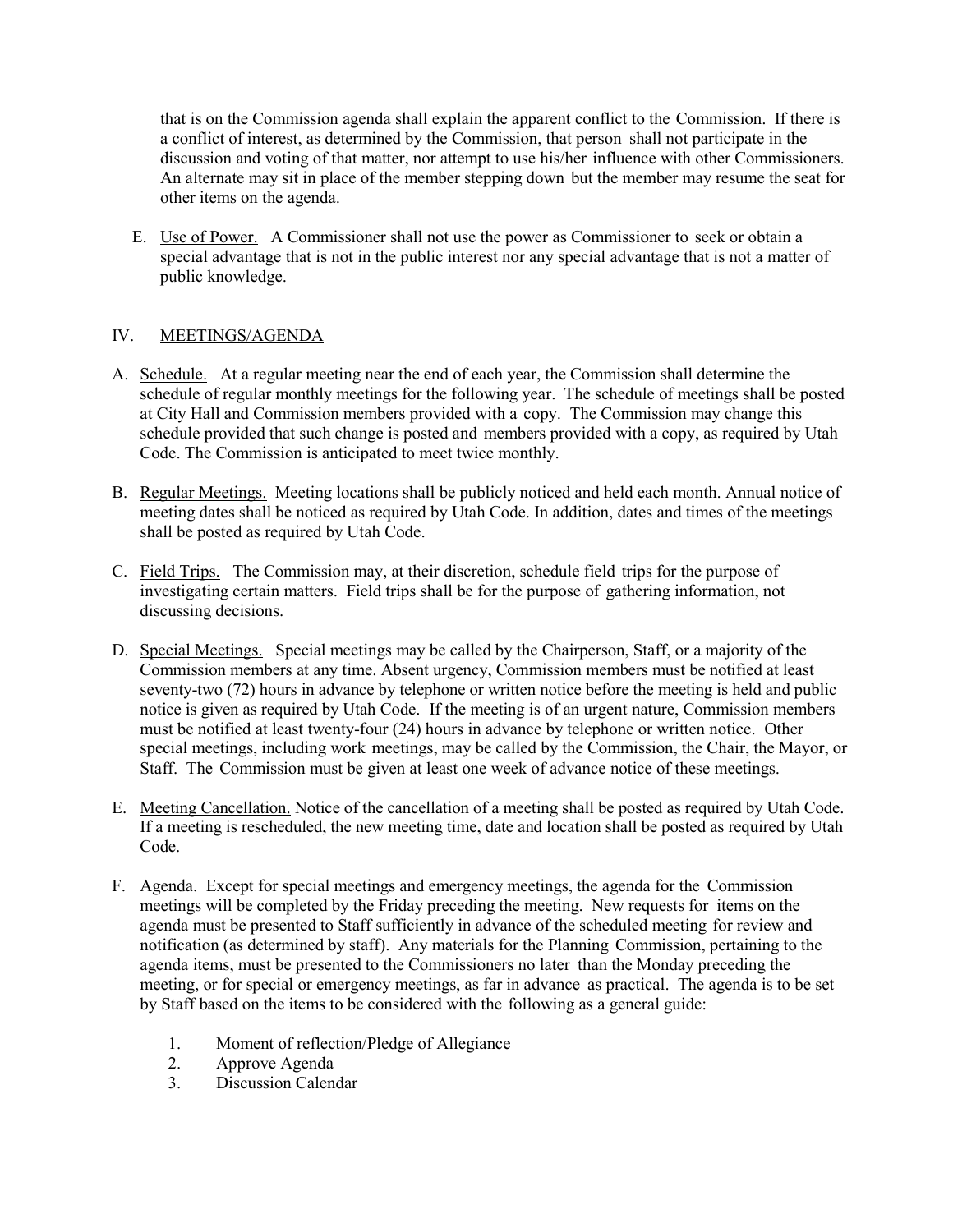that is on the Commission agenda shall explain the apparent conflict to the Commission. If there is a conflict of interest, as determined by the Commission, that person shall not participate in the discussion and voting of that matter, nor attempt to use his/her influence with other Commissioners. An alternate may sit in place of the member stepping down but the member may resume the seat for other items on the agenda.

E. Use of Power. A Commissioner shall not use the power as Commissioner to seek or obtain a special advantage that is not in the public interest nor any special advantage that is not a matter of public knowledge.

## IV. MEETINGS/AGENDA

A. Schedule. At a regular meeting near the end of each year, the Commission shall determine the schedule of regular monthly meetings for the following year. The schedule of meetings shall be posted at City Hall and Commission members provided with a copy. The Commission may change this schedule provided that such change is posted and members provided with a copy, as required by Utah Code. The Commission is anticipated to meet twice monthly.

B. Regular Meetings. Meeting locations shall be publicly noticed and held each month. Annual notice of meeting dates shall be noticed as required by Utah Code. In addition, dates and times of the meetings shall be posted as required by Utah Code.

C. Field Trips. The Commission may, at their discretion, schedule field trips for the purpose of investigating certain matters. Field trips shall be for the purpose of gathering information, not discussing decisions.

D. Special Meetings. Special meetings may be called by the Chairperson, Staff, or a majority of the Commission members at any time. Absent urgency, Commission members must be notified at least seventy-two (72) hours in advance by telephone or written notice before the meeting is held and public notice is given as required by Utah Code. If the meeting is of an urgent nature, Commission members must be notified at least twenty-four (24) hours in advance by telephone or written notice. Other special meetings, including work meetings, may be called by the Commission, the Chair, the Mayor, or Staff. The Commission must be given at least one week of advance notice of these meetings.

E. Meeting Cancellation. Notice of the cancellation of a meeting shall be posted as required by Utah Code. If a meeting is rescheduled, the new meeting time, date and location shall be posted as required by Utah Code.

F. Agenda. Except for special meetings and emergency meetings, the agenda for the Commission meetings will be completed by the Friday preceding the meeting. New requests for items on the agenda must be presented to Staff sufficiently in advance of the scheduled meeting for review and notification (as determined by staff). Any materials for the Planning Commission, pertaining to the agenda items, must be presented to the Commissioners no later than the Monday preceding the meeting, or for special or emergency meetings, as far in advance as practical. The agenda is to be set by Staff based on the items to be considered with the following as a general guide:

1. Moment of reflection/Pledge of Allegiance
2. Approve Agenda
3. Discussion Calendar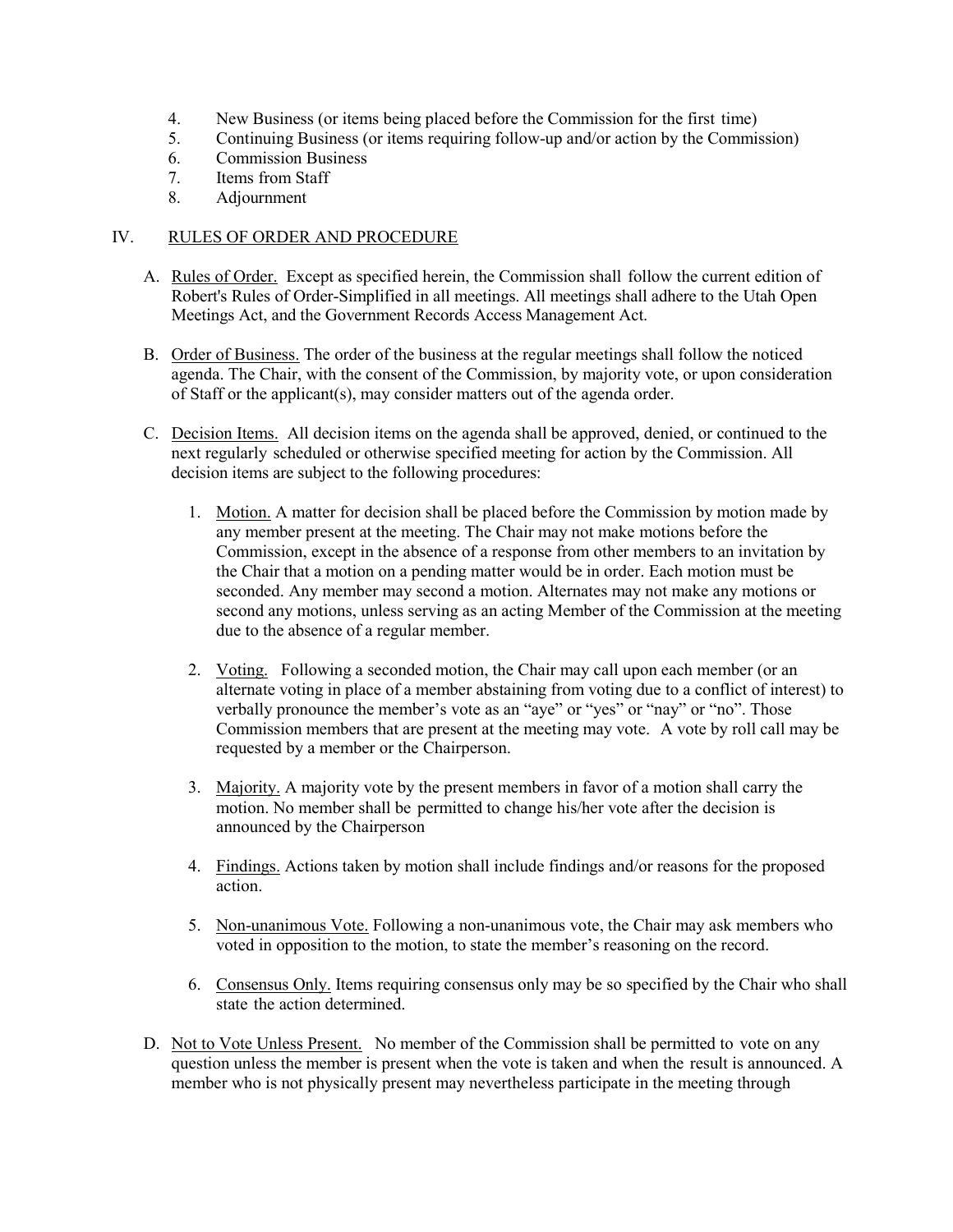4. New Business (or items being placed before the Commission for the first time)
5. Continuing Business (or items requiring follow-up and/or action by the Commission)
6. Commission Business
7. Items from Staff
8. Adjournment

## IV. RULES OF ORDER AND PROCEDURE

A. Rules of Order. Except as specified herein, the Commission shall follow the current edition of Robert's Rules of Order-Simplified in all meetings. All meetings shall adhere to the Utah Open Meetings Act, and the Government Records Access Management Act.

B. Order of Business. The order of the business at the regular meetings shall follow the noticed agenda. The Chair, with the consent of the Commission, by majority vote, or upon consideration of Staff or the applicant(s), may consider matters out of the agenda order.

C. Decision Items. All decision items on the agenda shall be approved, denied, or continued to the next regularly scheduled or otherwise specified meeting for action by the Commission. All decision items are subject to the following procedures:

1. Motion. A matter for decision shall be placed before the Commission by motion made by any member present at the meeting. The Chair may not make motions before the Commission, except in the absence of a response from other members to an invitation by the Chair that a motion on a pending matter would be in order. Each motion must be seconded. Any member may second a motion. Alternates may not make any motions or second any motions, unless serving as an acting Member of the Commission at the meeting due to the absence of a regular member.

2. Voting. Following a seconded motion, the Chair may call upon each member (or an alternate voting in place of a member abstaining from voting due to a conflict of interest) to verbally pronounce the member's vote as an "aye" or "yes" or "nay" or "no". Those Commission members that are present at the meeting may vote. A vote by roll call may be requested by a member or the Chairperson.

3. Majority. A majority vote by the present members in favor of a motion shall carry the motion. No member shall be permitted to change his/her vote after the decision is announced by the Chairperson

4. Findings. Actions taken by motion shall include findings and/or reasons for the proposed action.

5. Non-unanimous Vote. Following a non-unanimous vote, the Chair may ask members who voted in opposition to the motion, to state the member's reasoning on the record.

6. Consensus Only. Items requiring consensus only may be so specified by the Chair who shall state the action determined.

D. Not to Vote Unless Present. No member of the Commission shall be permitted to vote on any question unless the member is present when the vote is taken and when the result is announced. A member who is not physically present may nevertheless participate in the meeting through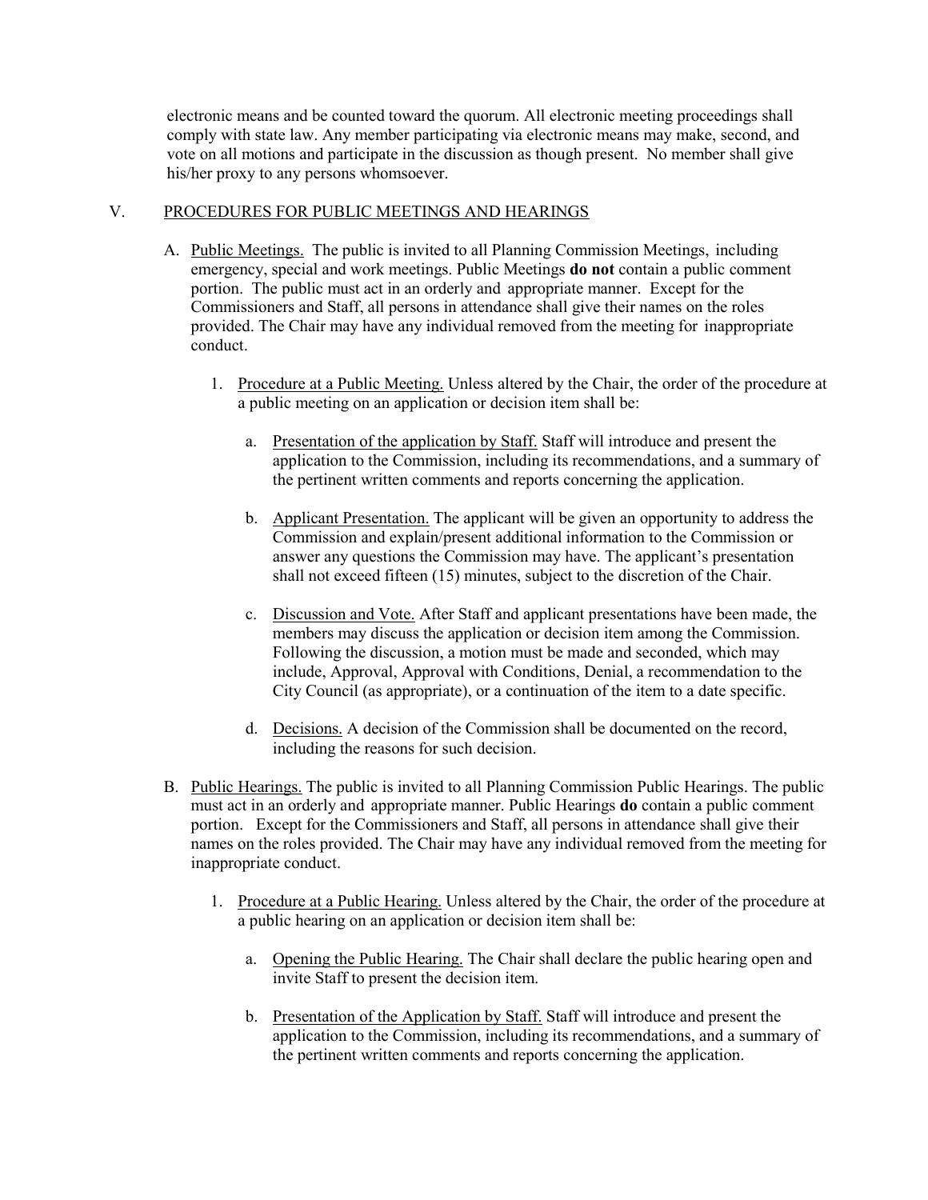electronic means and be counted toward the quorum. All electronic meeting proceedings shall comply with state law. Any member participating via electronic means may make, second, and vote on all motions and participate in the discussion as though present. No member shall give his/her proxy to any persons whomsoever.

## V. PROCEDURES FOR PUBLIC MEETINGS AND HEARINGS

A. Public Meetings. The public is invited to all Planning Commission Meetings, including emergency, special and work meetings. Public Meetings **do not** contain a public comment portion. The public must act in an orderly and appropriate manner. Except for the Commissioners and Staff, all persons in attendance shall give their names on the roles provided. The Chair may have any individual removed from the meeting for inappropriate conduct.

1. Procedure at a Public Meeting. Unless altered by the Chair, the order of the procedure at a public meeting on an application or decision item shall be:

    a. Presentation of the application by Staff. Staff will introduce and present the application to the Commission, including its recommendations, and a summary of the pertinent written comments and reports concerning the application.

    b. Applicant Presentation. The applicant will be given an opportunity to address the Commission and explain/present additional information to the Commission or answer any questions the Commission may have. The applicant's presentation shall not exceed fifteen (15) minutes, subject to the discretion of the Chair.

    c. Discussion and Vote. After Staff and applicant presentations have been made, the members may discuss the application or decision item among the Commission. Following the discussion, a motion must be made and seconded, which may include, Approval, Approval with Conditions, Denial, a recommendation to the City Council (as appropriate), or a continuation of the item to a date specific.

    d. Decisions. A decision of the Commission shall be documented on the record, including the reasons for such decision.

B. Public Hearings. The public is invited to all Planning Commission Public Hearings. The public must act in an orderly and appropriate manner. Public Hearings **do** contain a public comment portion. Except for the Commissioners and Staff, all persons in attendance shall give their names on the roles provided. The Chair may have any individual removed from the meeting for inappropriate conduct.

1. Procedure at a Public Hearing. Unless altered by the Chair, the order of the procedure at a public hearing on an application or decision item shall be:

    a. Opening the Public Hearing. The Chair shall declare the public hearing open and invite Staff to present the decision item.

    b. Presentation of the Application by Staff. Staff will introduce and present the application to the Commission, including its recommendations, and a summary of the pertinent written comments and reports concerning the application.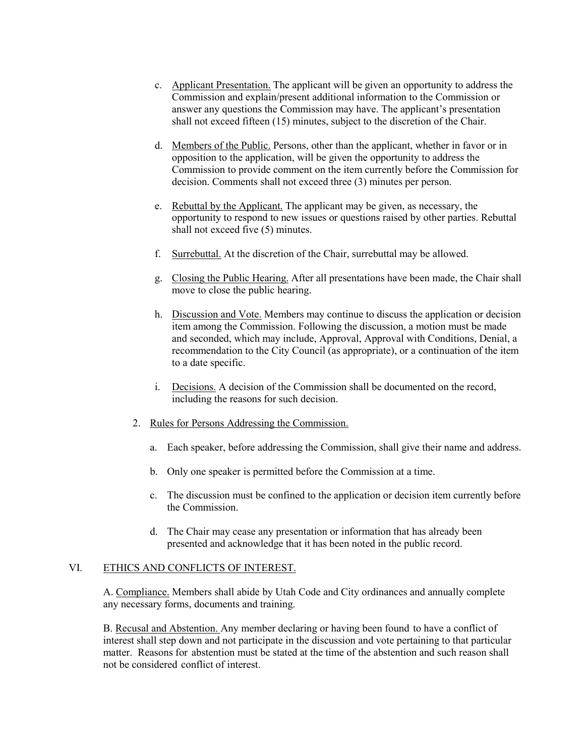c. Applicant Presentation. The applicant will be given an opportunity to address the Commission and explain/present additional information to the Commission or answer any questions the Commission may have. The applicant's presentation shall not exceed fifteen (15) minutes, subject to the discretion of the Chair.

d. Members of the Public. Persons, other than the applicant, whether in favor or in opposition to the application, will be given the opportunity to address the Commission to provide comment on the item currently before the Commission for decision. Comments shall not exceed three (3) minutes per person.

e. Rebuttal by the Applicant. The applicant may be given, as necessary, the opportunity to respond to new issues or questions raised by other parties. Rebuttal shall not exceed five (5) minutes.

f. Surrebuttal. At the discretion of the Chair, surrebuttal may be allowed.

g. Closing the Public Hearing. After all presentations have been made, the Chair shall move to close the public hearing.

h. Discussion and Vote. Members may continue to discuss the application or decision item among the Commission. Following the discussion, a motion must be made and seconded, which may include, Approval, Approval with Conditions, Denial, a recommendation to the City Council (as appropriate), or a continuation of the item to a date specific.

i. Decisions. A decision of the Commission shall be documented on the record, including the reasons for such decision.

2. Rules for Persons Addressing the Commission.

   a. Each speaker, before addressing the Commission, shall give their name and address.

   b. Only one speaker is permitted before the Commission at a time.

   c. The discussion must be confined to the application or decision item currently before the Commission.

   d. The Chair may cease any presentation or information that has already been presented and acknowledge that it has been noted in the public record.

## VI. ETHICS AND CONFLICTS OF INTEREST.

A. Compliance. Members shall abide by Utah Code and City ordinances and annually complete any necessary forms, documents and training.

B. Recusal and Abstention. Any member declaring or having been found to have a conflict of interest shall step down and not participate in the discussion and vote pertaining to that particular matter. Reasons for abstention must be stated at the time of the abstention and such reason shall not be considered conflict of interest.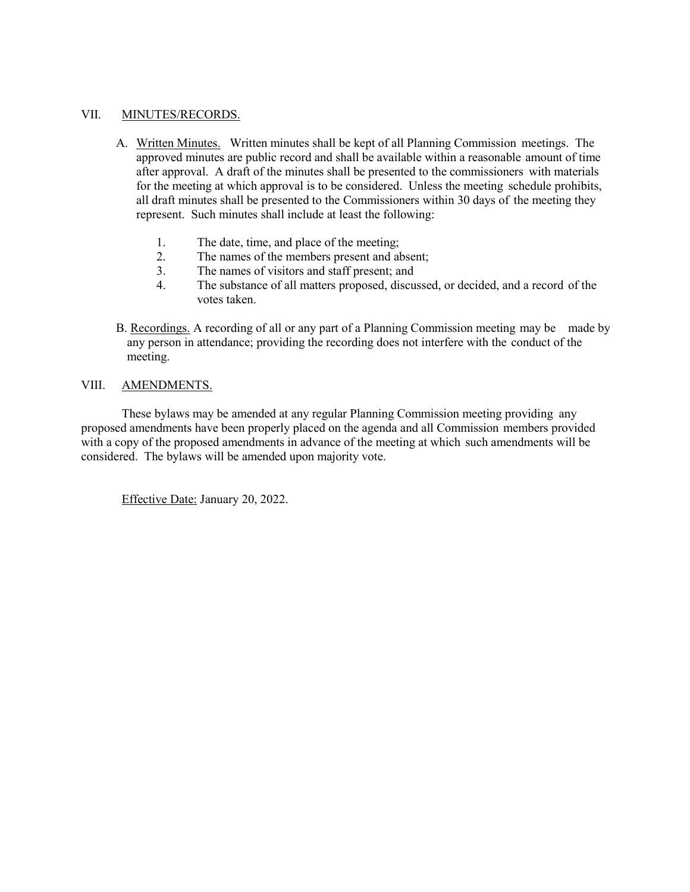## VII. MINUTES/RECORDS.

A. Written Minutes. Written minutes shall be kept of all Planning Commission meetings. The approved minutes are public record and shall be available within a reasonable amount of time after approval. A draft of the minutes shall be presented to the commissioners with materials for the meeting at which approval is to be considered. Unless the meeting schedule prohibits, all draft minutes shall be presented to the Commissioners within 30 days of the meeting they represent. Such minutes shall include at least the following:

1. The date, time, and place of the meeting;
2. The names of the members present and absent;
3. The names of visitors and staff present; and
4. The substance of all matters proposed, discussed, or decided, and a record of the votes taken.

B. Recordings. A recording of all or any part of a Planning Commission meeting may be made by any person in attendance; providing the recording does not interfere with the conduct of the meeting.

## VIII. AMENDMENTS.

These bylaws may be amended at any regular Planning Commission meeting providing any proposed amendments have been properly placed on the agenda and all Commission members provided with a copy of the proposed amendments in advance of the meeting at which such amendments will be considered. The bylaws will be amended upon majority vote.

Effective Date: January 20, 2022.